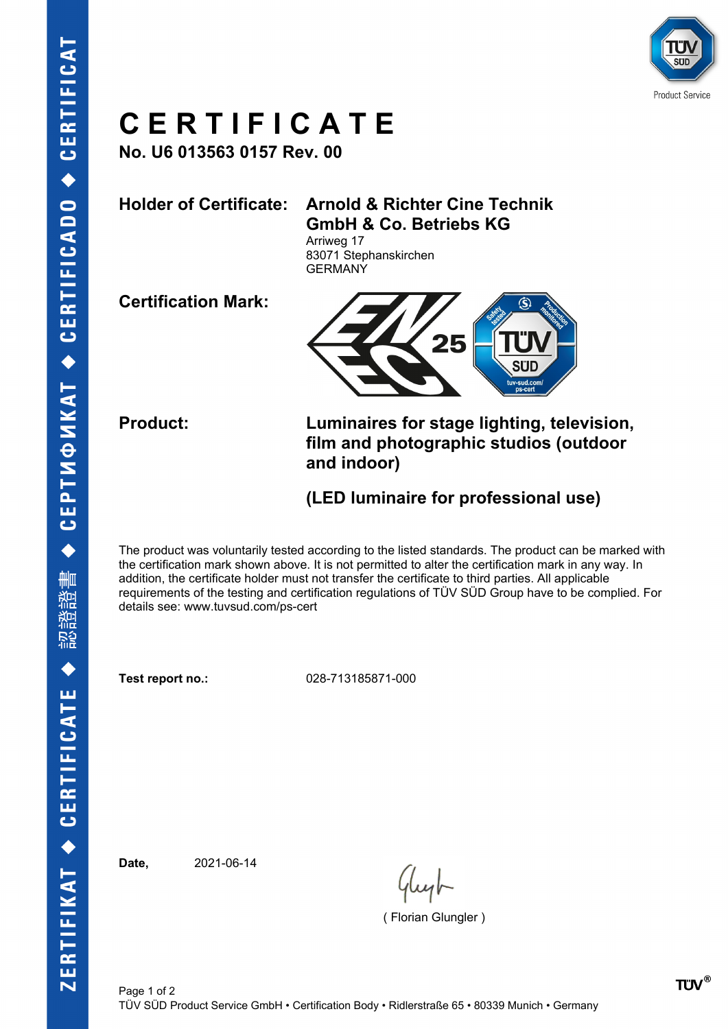# CERTIFICATE

**No. U6 013563 0157 Rev. 00**

**Holder of Certificate:** **Arnold & Richter Cine Technik GmbH & Co. Betriebs KG**
Arriweg 17
83071 Stephanskirchen
GERMANY

**Certification Mark:**

**Product:** **Luminaires for stage lighting, television, film and photographic studios (outdoor and indoor)**

**(LED luminaire for professional use)**

The product was voluntarily tested according to the listed standards. The product can be marked with the certification mark shown above. It is not permitted to alter the certification mark in any way. In addition, the certification holder must not transfer the certificate to third parties. All applicable requirements of the testing and certification regulations of TÜV SÜD Group have to be complied. For details see: www.tuvsud.com/ps-cert

**Test report no.:** 028-713185871-000

**Date,** 2021-06-14

( Florian Glungler )

TÜV SÜD Product Service GmbH • Certification Body • Ridlerstraße 65 • 80339 Munich • Germany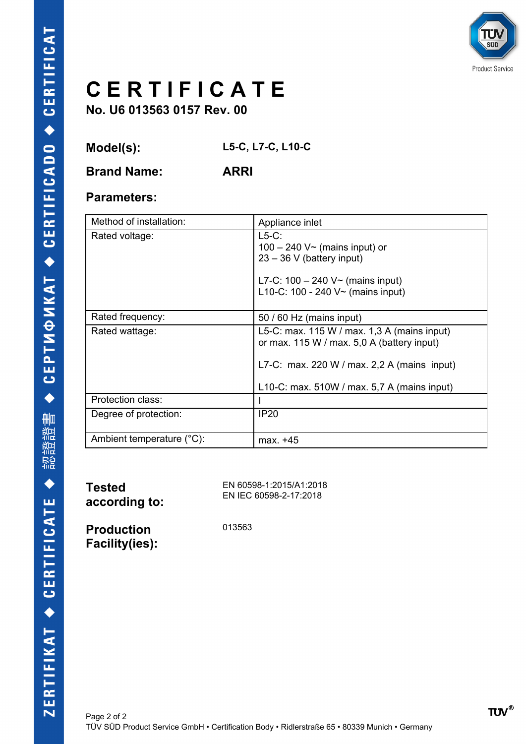# CERTIFICATE

**No. U6 013563 0157 Rev. 00**

**Model(s):** L5-C, L7-C, L10-C

**Brand Name:** ARRI

## Parameters:

| | |
|---|---|
| Method of installation: | Appliance inlet |
| Rated voltage: | L5-C:<br>100 – 240 V~ (mains input) or<br>23 – 36 V (battery input)<br><br>L7-C: 100 – 240 V~ (mains input)<br>L10-C: 100 - 240 V~ (mains input) |
| Rated frequency: | 50 / 60 Hz (mains input) |
| Rated wattage: | L5-C: max. 115 W / max. 1,3 A (mains input)<br>or max. 115 W / max. 5,0 A (battery input)<br><br>L7-C: max. 220 W / max. 2,2 A (mains input)<br><br>L10-C: max. 510W / max. 5,7 A (mains input) |
| Protection class: | I |
| Degree of protection: | IP20 |
| Ambient temperature (°C): | max. +45 |

**Tested according to:** EN 60598-1:2015/A1:2018
EN IEC 60598-2-17:2018

**Production Facility(ies):** 013563

TÜV SÜD Product Service GmbH • Certification Body • Ridlerstraße 65 • 80339 Munich • Germany